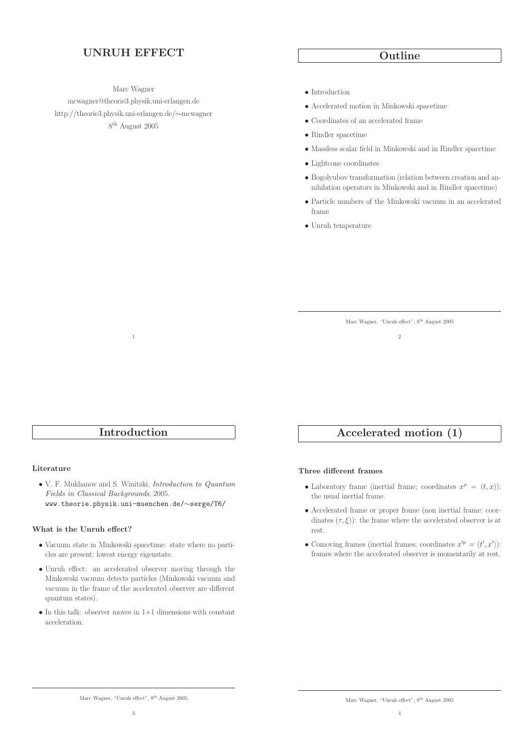# UNRUH EFFECT

Marc Wagner

mcwagner@theorie3.physik.uni-erlangen.de

http://theorie3.physik.uni-erlangen.de/∼mcwagner

8th August 2005

## Outline

- Introduction
- Accelerated motion in Minkowski spacetime
- Coordinates of an accelerated frame
- Rindler spacetime
- Massless scalar field in Minkowski and in Rindler spacetime
- Lightcone coordinates
- Bogolyubov transformation (relation between creation and annihilation operators in Minkowski and in Rindler spacetime)
- Particle numbers of the Minkowski vacuum in an accelerated frame
- Unruh temperature

## Introduction

### Literature

- V. F. Mukhanov and S. Winitzki, *Introduction to Quantum Fields in Classical Backgrounds*, 2005. `www.theorie.physik.uni-muenchen.de/∼serge/T6/`

### What is the Unruh effect?

- Vacuum state in Minkowski spacetime: state where no particles are present; lowest energy eigenstate.
- Unruh effect: an accelerated observer moving through the Minkowski vacuum detects particles (Minkowski vacuum and vacuum in the frame of the accelerated observer are different quantum states).
- In this talk: observer moves in 1+1 dimensions with constant acceleration.

## Accelerated motion (1)

### Three different frames

- Laboratory frame (inertial frame; coordinates $x^\mu = (t, x)$): the usual inertial frame.
- Accelerated frame or proper frame (non inertial frame; coordinates $(\tau, \xi)$): the frame where the accelerated observer is at rest.
- Comoving frames (inertial frames; coordinates $x'^\mu = (t', x')$): frames where the accelerated observer is momentarily at rest.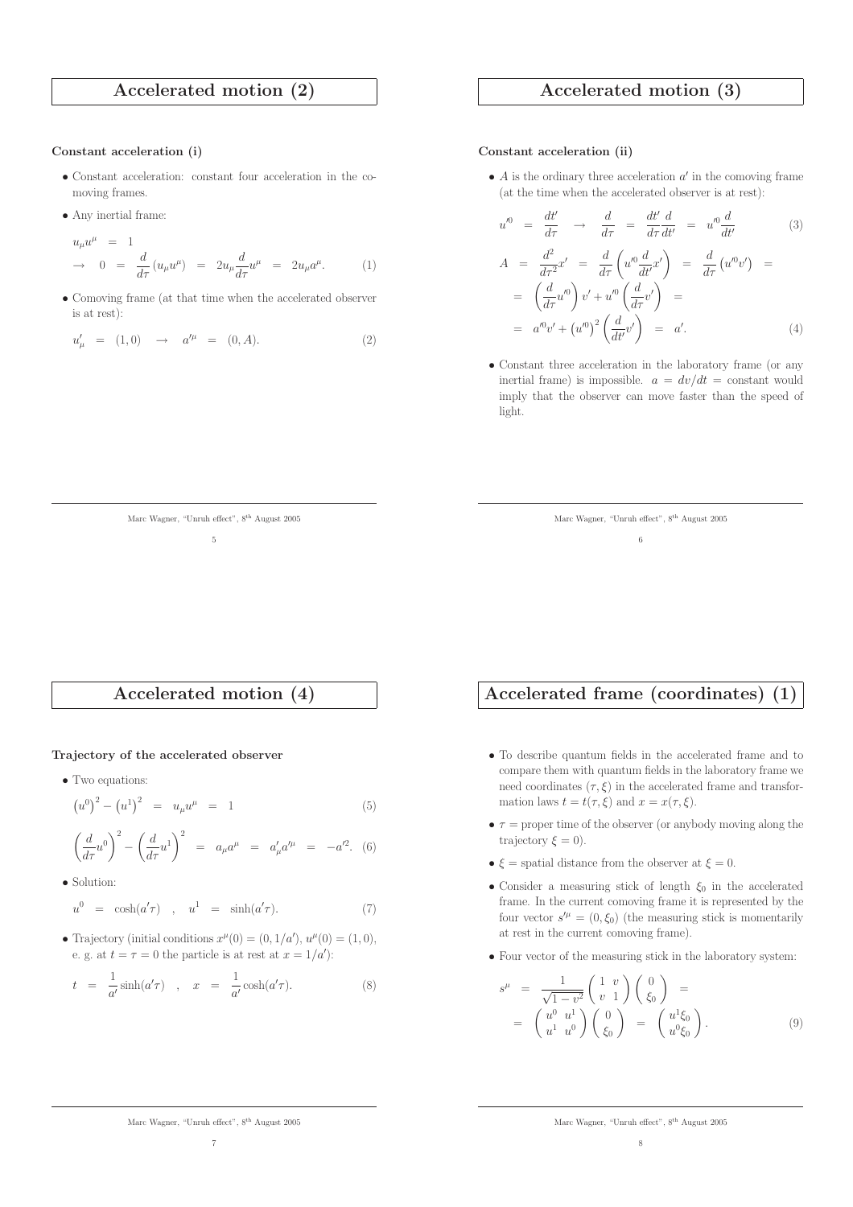# Accelerated motion (2)

**Constant acceleration (i)**

- Constant acceleration: constant four acceleration in the comoving frames.
- Any inertial frame:

$$u_\mu u^\mu \;=\; 1$$
$$\rightarrow \quad 0 \;=\; \frac{d}{d\tau}\left(u_\mu u^\mu\right) \;=\; 2u_\mu \frac{d}{d\tau}u^\mu \;=\; 2u_\mu a^\mu. \qquad (1)$$

- Comoving frame (at that time when the accelerated observer is at rest):

$$u'_\mu \;=\; (1,0) \quad \rightarrow \quad a'^\mu \;=\; (0,A). \qquad (2)$$

# Accelerated motion (3)

**Constant acceleration (ii)**

- $A$ is the ordinary three acceleration $a'$ in the comoving frame (at the time when the accelerated observer is at rest):

$$u'^0 \;=\; \frac{dt'}{d\tau} \quad \rightarrow \quad \frac{d}{d\tau} \;=\; \frac{dt'}{d\tau}\frac{d}{dt'} \;=\; u'^0 \frac{d}{dt'} \qquad (3)$$

$$A \;=\; \frac{d^2}{d\tau^2}x' \;=\; \frac{d}{d\tau}\left(u'^0 \frac{d}{dt'}x'\right) \;=\; \frac{d}{d\tau}\left(u'^0 v'\right) \;=$$
$$=\; \left(\frac{d}{d\tau}u'^0\right)v' + u'^0\left(\frac{d}{d\tau}v'\right) \;=$$
$$=\; a'^0 v' + \left(u'^0\right)^2\left(\frac{d}{dt'}v'\right) \;=\; a'. \qquad (4)$$

- Constant three acceleration in the laboratory frame (or any inertial frame) is impossible. $a = dv/dt =$ constant would imply that the observer can move faster than the speed of light.

# Accelerated motion (4)

**Trajectory of the accelerated observer**

- Two equations:

$$\left(u^0\right)^2 - \left(u^1\right)^2 \;=\; u_\mu u^\mu \;=\; 1 \qquad (5)$$

$$\left(\frac{d}{d\tau}u^0\right)^2 - \left(\frac{d}{d\tau}u^1\right)^2 \;=\; a_\mu a^\mu \;=\; a'_\mu a'^\mu \;=\; -a'^2. \qquad (6)$$

- Solution:

$$u^0 \;=\; \cosh(a'\tau) \quad , \quad u^1 \;=\; \sinh(a'\tau). \qquad (7)$$

- Trajectory (initial conditions $x^\mu(0) = (0, 1/a')$, $u^\mu(0) = (1,0)$, e. g. at $t = \tau = 0$ the particle is at rest at $x = 1/a'$):

$$t \;=\; \frac{1}{a'}\sinh(a'\tau) \quad , \quad x \;=\; \frac{1}{a'}\cosh(a'\tau). \qquad (8)$$

# Accelerated frame (coordinates) (1)

- To describe quantum fields in the accelerated frame and to compare them with quantum fields in the laboratory frame we need coordinates $(\tau, \xi)$ in the accelerated frame and transformation laws $t = t(\tau, \xi)$ and $x = x(\tau, \xi)$.
- $\tau =$ proper time of the observer (or anybody moving along the trajectory $\xi = 0$).
- $\xi =$ spatial distance from the observer at $\xi = 0$.
- Consider a measuring stick of length $\xi_0$ in the accelerated frame. In the current comoving frame it is represented by the four vector $s'^\mu = (0, \xi_0)$ (the measuring stick is momentarily at rest in the current comoving frame).
- Four vector of the measuring stick in the laboratory system:

$$s^\mu \;=\; \frac{1}{\sqrt{1-v^2}}\begin{pmatrix} 1 & v \\ v & 1 \end{pmatrix}\begin{pmatrix} 0 \\ \xi_0 \end{pmatrix} \;=$$
$$=\; \begin{pmatrix} u^0 & u^1 \\ u^1 & u^0 \end{pmatrix}\begin{pmatrix} 0 \\ \xi_0 \end{pmatrix} \;=\; \begin{pmatrix} u^1 \xi_0 \\ u^0 \xi_0 \end{pmatrix}. \qquad (9)$$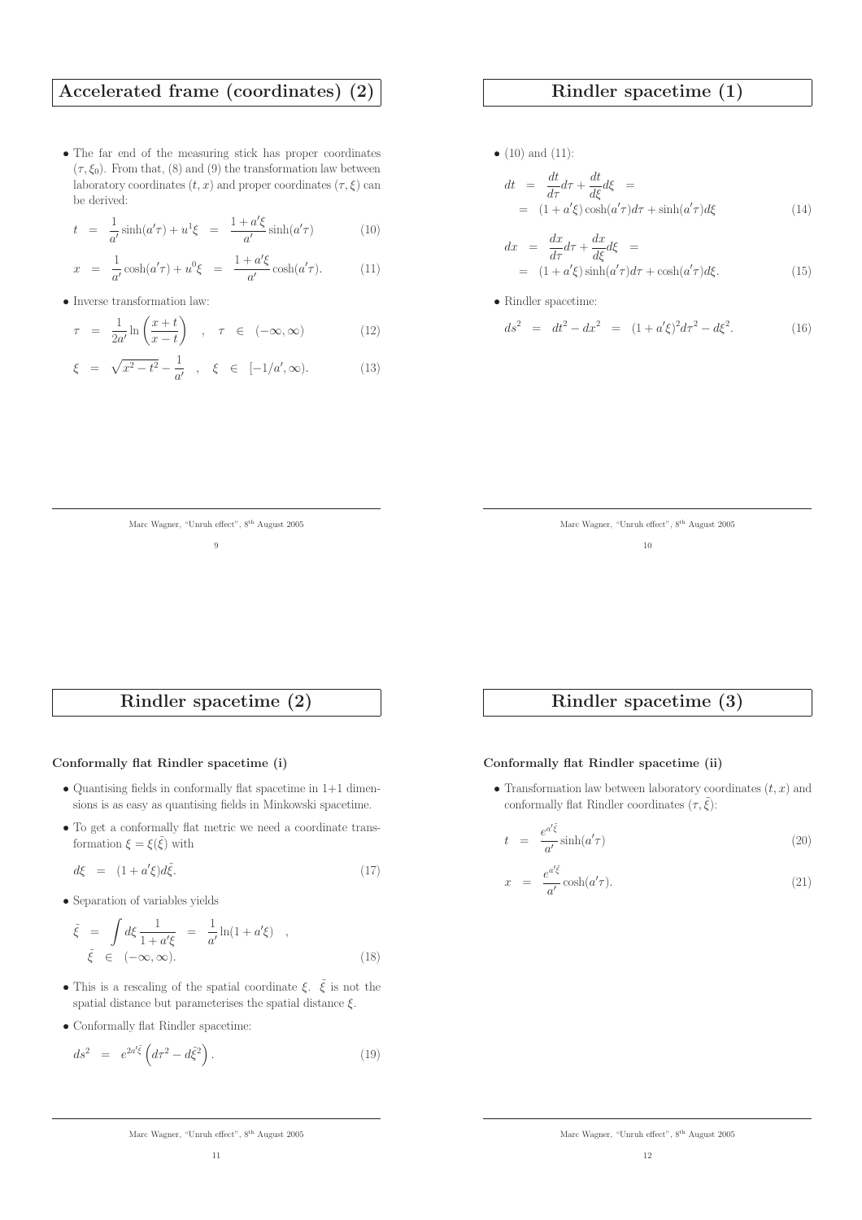# Accelerated frame (coordinates) (2)

- The far end of the measuring stick has proper coordinates $(\tau, \xi_0)$. From that, (8) and (9) the transformation law between laboratory coordinates $(t, x)$ and proper coordinates $(\tau, \xi)$ can be derived:

$$t = \frac{1}{a'}\sinh(a'\tau) + u^1\xi = \frac{1 + a'\xi}{a'}\sinh(a'\tau) \tag{10}$$

$$x = \frac{1}{a'}\cosh(a'\tau) + u^0\xi = \frac{1 + a'\xi}{a'}\cosh(a'\tau). \tag{11}$$

- Inverse transformation law:

$$\tau = \frac{1}{2a'}\ln\left(\frac{x+t}{x-t}\right) \quad , \quad \tau \in (-\infty, \infty) \tag{12}$$

$$\xi = \sqrt{x^2 - t^2} - \frac{1}{a'} \quad , \quad \xi \in [-1/a', \infty). \tag{13}$$

# Rindler spacetime (1)

- (10) and (11):

$$dt = \frac{dt}{d\tau}d\tau + \frac{dt}{d\xi}d\xi = (1 + a'\xi)\cosh(a'\tau)d\tau + \sinh(a'\tau)d\xi \tag{14}$$

$$dx = \frac{dx}{d\tau}d\tau + \frac{dx}{d\xi}d\xi = (1 + a'\xi)\sinh(a'\tau)d\tau + \cosh(a'\tau)d\xi. \tag{15}$$

- Rindler spacetime:

$$ds^2 = dt^2 - dx^2 = (1 + a'\xi)^2 d\tau^2 - d\xi^2. \tag{16}$$

# Rindler spacetime (2)

**Conformally flat Rindler spacetime (i)**

- Quantising fields in conformally flat spacetime in 1+1 dimensions is as easy as quantising fields in Minkowski spacetime.
- To get a conformally flat metric we need a coordinate transformation $\xi = \xi(\bar{\xi})$ with

$$d\xi = (1 + a'\xi)d\bar{\xi}. \tag{17}$$

- Separation of variables yields

$$\bar{\xi} = \int d\xi \frac{1}{1 + a'\xi} = \frac{1}{a'}\ln(1 + a'\xi) \quad , \quad \bar{\xi} \in (-\infty, \infty). \tag{18}$$

- This is a rescaling of the spatial coordinate $\xi$. $\bar{\xi}$ is not the spatial distance but parameterises the spatial distance $\xi$.
- Conformally flat Rindler spacetime:

$$ds^2 = e^{2a'\bar{\xi}}\left(d\tau^2 - d\bar{\xi}^2\right). \tag{19}$$

# Rindler spacetime (3)

**Conformally flat Rindler spacetime (ii)**

- Transformation law between laboratory coordinates $(t, x)$ and conformally flat Rindler coordinates $(\tau, \bar{\xi})$:

$$t = \frac{e^{a'\bar{\xi}}}{a'}\sinh(a'\tau) \tag{20}$$

$$x = \frac{e^{a'\bar{\xi}}}{a'}\cosh(a'\tau). \tag{21}$$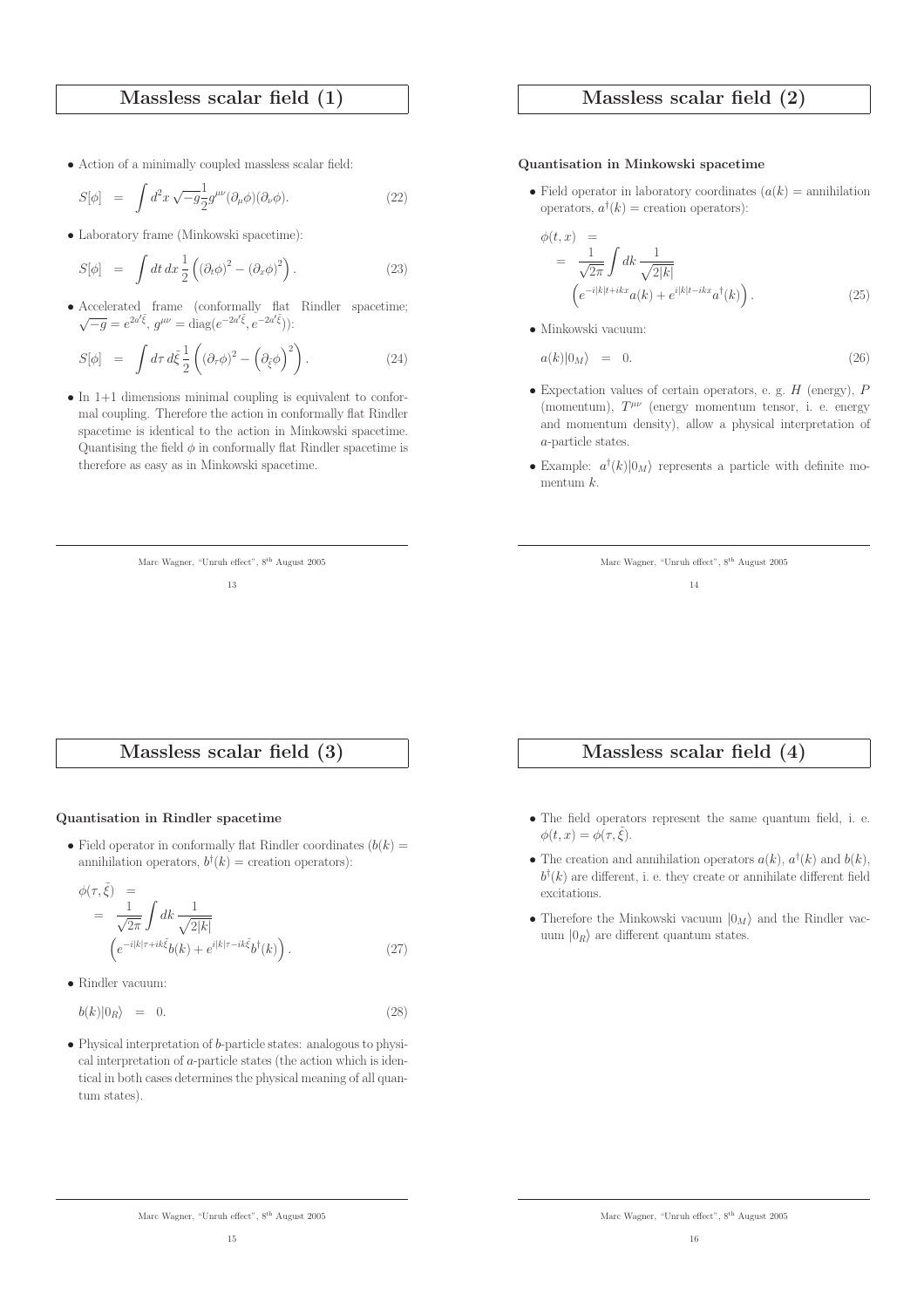# Massless scalar field (1)

- Action of a minimally coupled massless scalar field:

$$S[\phi] = \int d^2x \, \sqrt{-g}\frac{1}{2}g^{\mu\nu}(\partial_\mu \phi)(\partial_\nu \phi). \tag{22}$$

- Laboratory frame (Minkowski spacetime):

$$S[\phi] = \int dt \, dx \, \frac{1}{2}\left((\partial_t \phi)^2 - (\partial_x \phi)^2\right). \tag{23}$$

- Accelerated frame (conformally flat Rindler spacetime; $\sqrt{-g} = e^{2a'\bar{\xi}}$, $g^{\mu\nu} = \text{diag}(e^{-2a'\bar{\xi}}, e^{-2a'\bar{\xi}})$):

$$S[\phi] = \int d\tau \, d\bar{\xi} \, \frac{1}{2}\left((\partial_\tau \phi)^2 - \left(\partial_{\bar{\xi}} \phi\right)^2\right). \tag{24}$$

- In 1+1 dimensions minimal coupling is equivalent to conformal coupling. Therefore the action in conformally flat Rindler spacetime is identical to the action in Minkowski spacetime. Quantising the field $\phi$ in conformally flat Rindler spacetime is therefore as easy as in Minkowski spacetime.

# Massless scalar field (2)

**Quantisation in Minkowski spacetime**

- Field operator in laboratory coordinates ($a(k)$ = annihilation operators, $a^\dagger(k)$ = creation operators):

$$\begin{aligned} \phi(t,x) &= \\ &= \frac{1}{\sqrt{2\pi}}\int dk \, \frac{1}{\sqrt{2|k|}} \\ &\quad \left(e^{-i|k|t+ikx}a(k) + e^{i|k|t-ikx}a^\dagger(k)\right). \end{aligned} \tag{25}$$

- Minkowski vacuum:

$$a(k)|0_M\rangle = 0. \tag{26}$$

- Expectation values of certain operators, e. g. $H$ (energy), $P$ (momentum), $T^{\mu\nu}$ (energy momentum tensor, i. e. energy and momentum density), allow a physical interpretation of $a$-particle states.
- Example: $a^\dagger(k)|0_M\rangle$ represents a particle with definite momentum $k$.

# Massless scalar field (3)

**Quantisation in Rindler spacetime**

- Field operator in conformally flat Rindler coordinates ($b(k)$ = annihilation operators, $b^\dagger(k)$ = creation operators):

$$\begin{aligned} \phi(\tau,\bar{\xi}) &= \\ &= \frac{1}{\sqrt{2\pi}}\int dk \, \frac{1}{\sqrt{2|k|}} \\ &\quad \left(e^{-i|k|\tau+ik\bar{\xi}}b(k) + e^{i|k|\tau-ik\bar{\xi}}b^\dagger(k)\right). \end{aligned} \tag{27}$$

- Rindler vacuum:

$$b(k)|0_R\rangle = 0. \tag{28}$$

- Physical interpretation of $b$-particle states: analogous to physical interpretation of $a$-particle states (the action which is identical in both cases determines the physical meaning of all quantum states).

# Massless scalar field (4)

- The field operators represent the same quantum field, i. e. $\phi(t,x) = \phi(\tau,\bar{\xi})$.
- The creation and annihilation operators $a(k)$, $a^\dagger(k)$ and $b(k)$, $b^\dagger(k)$ are different, i. e. they create or annihilate different field excitations.
- Therefore the Minkowski vacuum $|0_M\rangle$ and the Rindler vacuum $|0_R\rangle$ are different quantum states.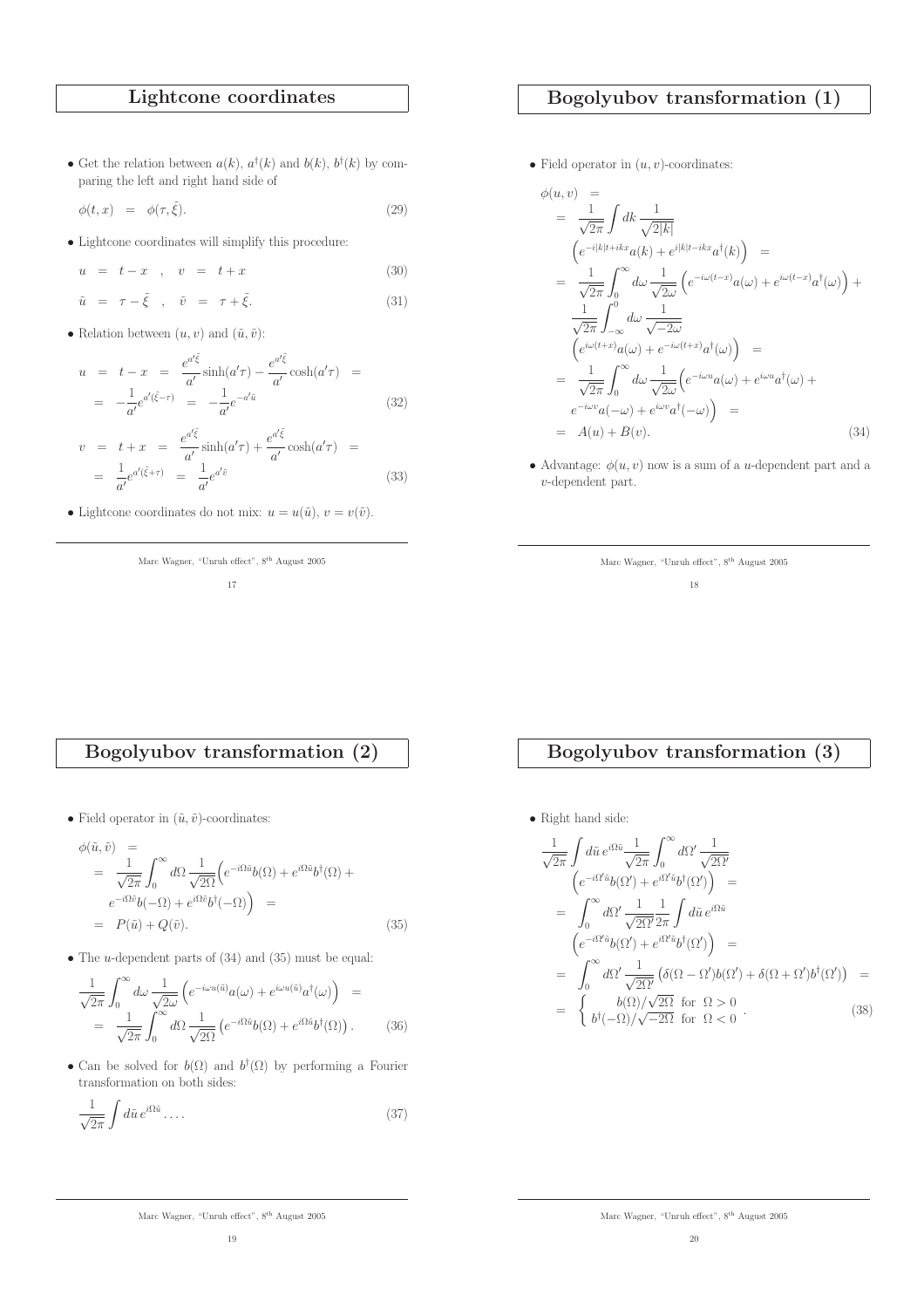## Lightcone coordinates

- Get the relation between $a(k)$, $a^\dagger(k)$ and $b(k)$, $b^\dagger(k)$ by comparing the left and right hand side of

$$\phi(t,x) \quad = \quad \phi(\tau,\bar{\xi}). \tag{29}$$

- Lightcone coordinates will simplify this procedure:

$$u \quad = \quad t - x \quad , \quad v \quad = \quad t + x \tag{30}$$

$$\bar{u} \quad = \quad \tau - \bar{\xi} \quad , \quad \bar{v} \quad = \quad \tau + \bar{\xi}. \tag{31}$$

- Relation between $(u,v)$ and $(\bar{u},\bar{v})$:

$$\begin{aligned} u &= t - x = \frac{e^{a'\bar{\xi}}}{a'}\sinh(a'\tau) - \frac{e^{a'\bar{\xi}}}{a'}\cosh(a'\tau) = \\ &= -\frac{1}{a'}e^{a'(\bar{\xi}-\tau)} = -\frac{1}{a'}e^{-a'\bar{u}} \end{aligned} \tag{32}$$

$$\begin{aligned} v &= t + x = \frac{e^{a'\bar{\xi}}}{a'}\sinh(a'\tau) + \frac{e^{a'\bar{\xi}}}{a'}\cosh(a'\tau) = \\ &= \frac{1}{a'}e^{a'(\bar{\xi}+\tau)} = \frac{1}{a'}e^{a'\bar{v}} \end{aligned} \tag{33}$$

- Lightcone coordinates do not mix: $u = u(\bar{u})$, $v = v(\bar{v})$.

## Bogolyubov transformation (1)

- Field operator in $(u,v)$-coordinates:

$$\begin{aligned} \phi(u,v) &= \\ &= \frac{1}{\sqrt{2\pi}}\int dk\,\frac{1}{\sqrt{2|k|}} \\ &\quad \left(e^{-i|k|t+ikx}a(k) + e^{i|k|t-ikx}a^\dagger(k)\right) = \\ &= \frac{1}{\sqrt{2\pi}}\int_0^\infty d\omega\,\frac{1}{\sqrt{2\omega}}\left(e^{-i\omega(t-x)}a(\omega) + e^{i\omega(t-x)}a^\dagger(\omega)\right) + \\ &\quad \frac{1}{\sqrt{2\pi}}\int_{-\infty}^0 d\omega\,\frac{1}{\sqrt{-2\omega}} \\ &\quad \left(e^{i\omega(t+x)}a(\omega) + e^{-i\omega(t+x)}a^\dagger(\omega)\right) = \\ &= \frac{1}{\sqrt{2\pi}}\int_0^\infty d\omega\,\frac{1}{\sqrt{2\omega}}\Big(e^{-i\omega u}a(\omega) + e^{i\omega u}a^\dagger(\omega) + \\ &\quad e^{-i\omega v}a(-\omega) + e^{i\omega v}a^\dagger(-\omega)\Big) = \\ &= A(u) + B(v). \end{aligned} \tag{34}$$

- Advantage: $\phi(u,v)$ now is a sum of a $u$-dependent part and a $v$-dependent part.

## Bogolyubov transformation (2)

- Field operator in $(\bar{u},\bar{v})$-coordinates:

$$\begin{aligned} \phi(\bar{u},\bar{v}) &= \\ &= \frac{1}{\sqrt{2\pi}}\int_0^\infty d\Omega\,\frac{1}{\sqrt{2\Omega}}\Big(e^{-i\Omega\bar{u}}b(\Omega) + e^{i\Omega\bar{u}}b^\dagger(\Omega) + \\ &\quad e^{-i\Omega\bar{v}}b(-\Omega) + e^{i\Omega\bar{v}}b^\dagger(-\Omega)\Big) = \\ &= P(\bar{u}) + Q(\bar{v}). \end{aligned} \tag{35}$$

- The $u$-dependent parts of (34) and (35) must be equal:

$$\begin{aligned} &\frac{1}{\sqrt{2\pi}}\int_0^\infty d\omega\,\frac{1}{\sqrt{2\omega}}\left(e^{-i\omega u(\bar{u})}a(\omega) + e^{i\omega u(\bar{u})}a^\dagger(\omega)\right) = \\ &= \frac{1}{\sqrt{2\pi}}\int_0^\infty d\Omega\,\frac{1}{\sqrt{2\Omega}}\left(e^{-i\Omega\bar{u}}b(\Omega) + e^{i\Omega\bar{u}}b^\dagger(\Omega)\right). \end{aligned} \tag{36}$$

- Can be solved for $b(\Omega)$ and $b^\dagger(\Omega)$ by performing a Fourier transformation on both sides:

$$\frac{1}{\sqrt{2\pi}}\int d\bar{u}\,e^{i\Omega\bar{u}}\ldots \tag{37}$$

## Bogolyubov transformation (3)

- Right hand side:

$$\begin{aligned} &\frac{1}{\sqrt{2\pi}}\int d\bar{u}\,e^{i\Omega\bar{u}}\frac{1}{\sqrt{2\pi}}\int_0^\infty d\Omega'\,\frac{1}{\sqrt{2\Omega'}} \\ &\quad \left(e^{-i\Omega'\bar{u}}b(\Omega') + e^{i\Omega'\bar{u}}b^\dagger(\Omega')\right) = \\ &= \int_0^\infty d\Omega'\,\frac{1}{\sqrt{2\Omega'}}\frac{1}{2\pi}\int d\bar{u}\,e^{i\Omega\bar{u}} \\ &\quad \left(e^{-i\Omega'\bar{u}}b(\Omega') + e^{i\Omega'\bar{u}}b^\dagger(\Omega')\right) = \\ &= \int_0^\infty d\Omega'\,\frac{1}{\sqrt{2\Omega'}}\left(\delta(\Omega-\Omega')b(\Omega') + \delta(\Omega+\Omega')b^\dagger(\Omega')\right) = \\ &= \begin{cases} b(\Omega)/\sqrt{2\Omega} & \text{for } \Omega > 0 \\ b^\dagger(-\Omega)/\sqrt{-2\Omega} & \text{for } \Omega < 0 \end{cases}. \end{aligned} \tag{38}$$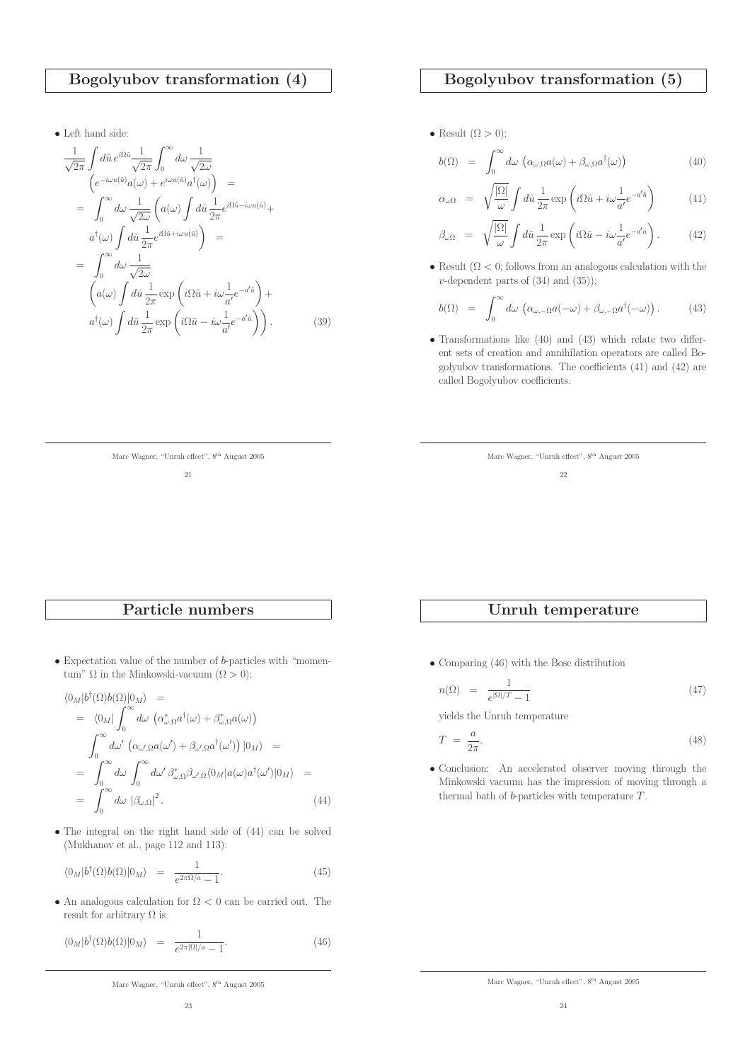## Bogolyubov transformation (4)

- Left hand side:

$$
\begin{aligned}
&\frac{1}{\sqrt{2\pi}} \int d\bar{u}\, e^{i\Omega\bar{u}} \frac{1}{\sqrt{2\pi}} \int_0^\infty d\omega\, \frac{1}{\sqrt{2\omega}} \\
&\quad \left(e^{-i\omega u(\bar{u})} a(\omega) + e^{i\omega u(\bar{u})} a^\dagger(\omega)\right) \quad = \\
&= \int_0^\infty d\omega\, \frac{1}{\sqrt{2\omega}} \left(a(\omega) \int d\bar{u}\, \frac{1}{2\pi} e^{i\Omega\bar{u} - i\omega u(\bar{u})} + \right. \\
&\quad \left. a^\dagger(\omega) \int d\bar{u}\, \frac{1}{2\pi} e^{i\Omega\bar{u} + i\omega u(\bar{u})}\right) \quad = \\
&= \int_0^\infty d\omega\, \frac{1}{\sqrt{2\omega}} \\
&\quad \left(a(\omega) \int d\bar{u}\, \frac{1}{2\pi} \exp\left(i\Omega\bar{u} + i\omega \frac{1}{a'} e^{-a'\bar{u}}\right) + \right. \\
&\quad \left. a^\dagger(\omega) \int d\bar{u}\, \frac{1}{2\pi} \exp\left(i\Omega\bar{u} - i\omega \frac{1}{a'} e^{-a'\bar{u}}\right)\right). \qquad (39)
\end{aligned}
$$

## Bogolyubov transformation (5)

- Result ($\Omega > 0$):

$$
b(\Omega) \quad = \quad \int_0^\infty d\omega\, \left(\alpha_{\omega,\Omega} a(\omega) + \beta_{\omega,\Omega} a^\dagger(\omega)\right) \qquad (40)
$$

$$
\alpha_{\omega\Omega} \quad = \quad \sqrt{\frac{|\Omega|}{\omega}} \int d\bar{u}\, \frac{1}{2\pi} \exp\left(i\Omega\bar{u} + i\omega \frac{1}{a'} e^{-a'\bar{u}}\right) \qquad (41)
$$

$$
\beta_{\omega\Omega} \quad = \quad \sqrt{\frac{|\Omega|}{\omega}} \int d\bar{u}\, \frac{1}{2\pi} \exp\left(i\Omega\bar{u} - i\omega \frac{1}{a'} e^{-a'\bar{u}}\right). \qquad (42)
$$

- Result ($\Omega < 0$; follows from an analogous calculation with the $v$-dependent parts of (34) and (35)):

$$
b(\Omega) \quad = \quad \int_0^\infty d\omega\, \left(\alpha_{\omega,-\Omega} a(-\omega) + \beta_{\omega,-\Omega} a^\dagger(-\omega)\right). \qquad (43)
$$

- Transformations like (40) and (43) which relate two different sets of creation and annihilation operators are called Bogolyubov transformations. The coefficients (41) and (42) are called Bogolyubov coefficients.

## Particle numbers

- Expectation value of the number of $b$-particles with "momentum" $\Omega$ in the Minkowski-vacuum ($\Omega > 0$):

$$
\begin{aligned}
&\langle 0_M | b^\dagger(\Omega) b(\Omega) | 0_M \rangle \quad = \\
&= \langle 0_M | \int_0^\infty d\omega\, \left(\alpha^*_{\omega,\Omega} a^\dagger(\omega) + \beta^*_{\omega,\Omega} a(\omega)\right) \\
&\quad \int_0^\infty d\omega'\, \left(\alpha_{\omega',\Omega} a(\omega') + \beta_{\omega',\Omega} a^\dagger(\omega')\right) | 0_M \rangle \quad = \\
&= \int_0^\infty d\omega \int_0^\infty d\omega'\, \beta^*_{\omega,\Omega} \beta_{\omega',\Omega} \langle 0_M | a(\omega) a^\dagger(\omega') | 0_M \rangle \quad = \\
&= \int_0^\infty d\omega\, |\beta_{\omega,\Omega}|^2. \qquad (44)
\end{aligned}
$$

- The integral on the right hand side of (44) can be solved (Mukhanov et al., page 112 and 113):

$$
\langle 0_M | b^\dagger(\Omega) b(\Omega) | 0_M \rangle \quad = \quad \frac{1}{e^{2\pi\Omega/a} - 1}. \qquad (45)
$$

- An analogous calculation for $\Omega < 0$ can be carried out. The result for arbitrary $\Omega$ is

$$
\langle 0_M | b^\dagger(\Omega) b(\Omega) | 0_M \rangle \quad = \quad \frac{1}{e^{2\pi|\Omega|/a} - 1}. \qquad (46)
$$

## Unruh temperature

- Comparing (46) with the Bose distribution

$$
n(\Omega) \quad = \quad \frac{1}{e^{|\Omega|/T} - 1} \qquad (47)
$$

yields the Unruh temperature

$$
T \;=\; \frac{a}{2\pi}. \qquad (48)
$$

- Conclusion: An accelerated observer moving through the Minkowski vacuum has the impression of moving through a thermal bath of $b$-particles with temperature $T$.